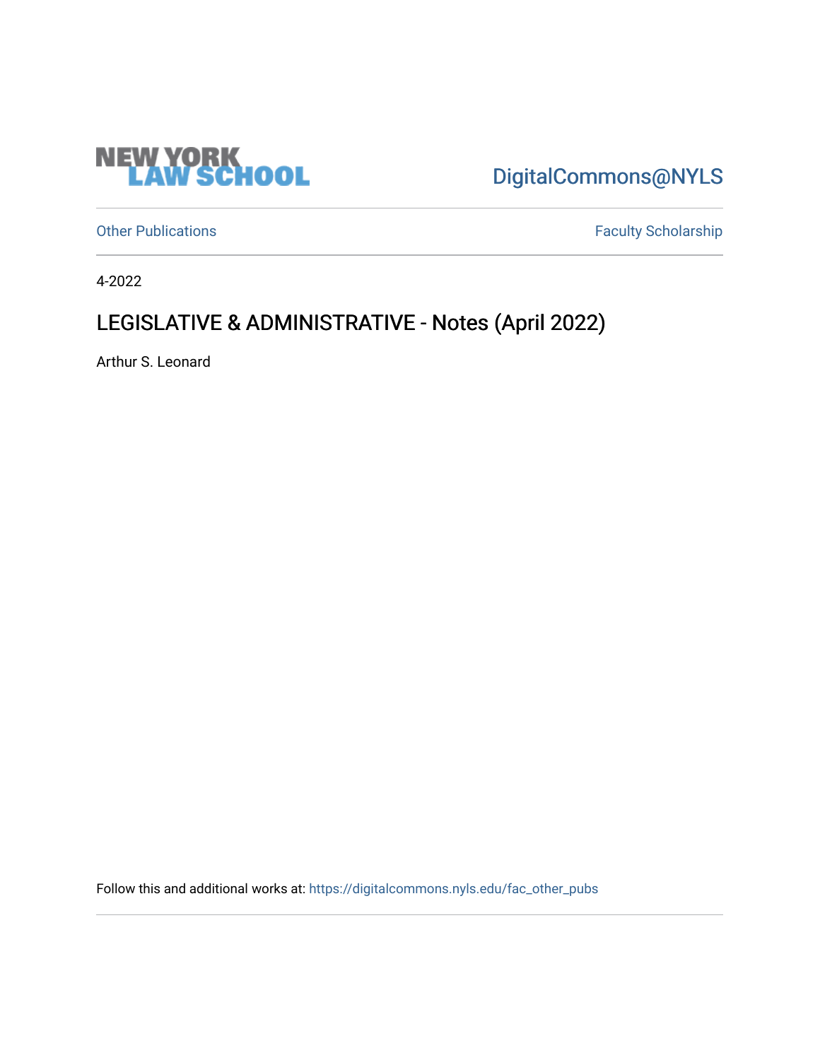NEW YORK LAW SCHOOL

DigitalCommons@NYLS

Other Publications

Faculty Scholarship

4-2022

# LEGISLATIVE & ADMINISTRATIVE - Notes (April 2022)

Arthur S. Leonard

Follow this and additional works at: https://digitalcommons.nyls.edu/fac_other_pubs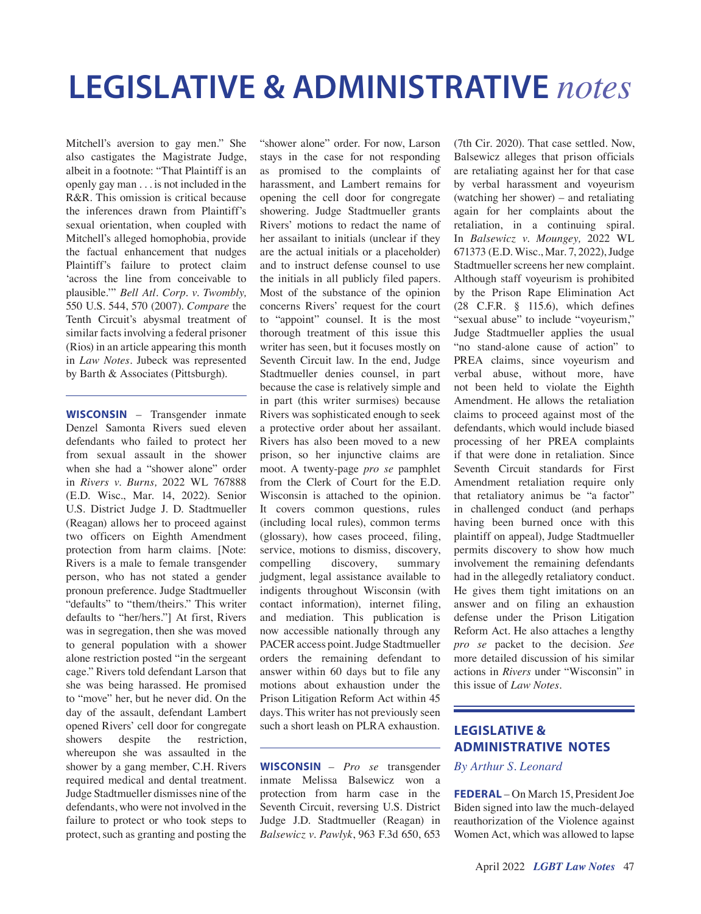# LEGISLATIVE & ADMINISTRATIVE *notes*

Mitchell's aversion to gay men." She also castigates the Magistrate Judge, albeit in a footnote: "That Plaintiff is an openly gay man . . . is not included in the R&R. This omission is critical because the inferences drawn from Plaintiff's sexual orientation, when coupled with Mitchell's alleged homophobia, provide the factual enhancement that nudges Plaintiff's failure to protect claim 'across the line from conceivable to plausible.'" *Bell Atl. Corp. v. Twombly,* 550 U.S. 544, 570 (2007). *Compare* the Tenth Circuit's abysmal treatment of similar facts involving a federal prisoner (Rios) in an article appearing this month in *Law Notes*. Jubeck was represented by Barth & Associates (Pittsburgh).

---

**WISCONSIN** – Transgender inmate Denzel Samonta Rivers sued eleven defendants who failed to protect her from sexual assault in the shower when she had a "shower alone" order in *Rivers v. Burns,* 2022 WL 767888 (E.D. Wisc., Mar. 14, 2022). Senior U.S. District Judge J. D. Stadtmueller (Reagan) allows her to proceed against two officers on Eighth Amendment protection from harm claims. [Note: Rivers is a male to female transgender person, who has not stated a gender pronoun preference. Judge Stadtmueller "defaults" to "them/theirs." This writer defaults to "her/hers."] At first, Rivers was in segregation, then she was moved to general population with a shower alone restriction posted "in the sergeant cage." Rivers told defendant Larson that she was being harassed. He promised to "move" her, but he never did. On the day of the assault, defendant Lambert opened Rivers' cell door for congregate showers despite the restriction, whereupon she was assaulted in the shower by a gang member, C.H. Rivers required medical and dental treatment. Judge Stadtmueller dismisses nine of the defendants, who were not involved in the failure to protect or who took steps to protect, such as granting and posting the "shower alone" order. For now, Larson stays in the case for not responding as promised to the complaints of harassment, and Lambert remains for opening the cell door for congregate showering. Judge Stadtmueller grants Rivers' motions to redact the name of her assailant to initials (unclear if they are the actual initials or a placeholder) and to instruct defense counsel to use the initials in all publicly filed papers. Most of the substance of the opinion concerns Rivers' request for the court to "appoint" counsel. It is the most thorough treatment of this issue this writer has seen, but it focuses mostly on Seventh Circuit law. In the end, Judge Stadtmueller denies counsel, in part because the case is relatively simple and in part (this writer surmises) because Rivers was sophisticated enough to seek a protective order about her assailant. Rivers has also been moved to a new prison, so her injunctive claims are moot. A twenty-page *pro se* pamphlet from the Clerk of Court for the E.D. Wisconsin is attached to the opinion. It covers common questions, rules (including local rules), common terms (glossary), how cases proceed, filing, service, motions to dismiss, discovery, compelling discovery, summary judgment, legal assistance available to indigents throughout Wisconsin (with contact information), internet filing, and mediation. This publication is now accessible nationally through any PACER access point. Judge Stadtmueller orders the remaining defendant to answer within 60 days but to file any motions about exhaustion under the Prison Litigation Reform Act within 45 days. This writer has not previously seen such a short leash on PLRA exhaustion.

---

**WISCONSIN** – *Pro se* transgender inmate Melissa Balsewicz won a protection from harm case in the Seventh Circuit, reversing U.S. District Judge J.D. Stadtmueller (Reagan) in *Balsewicz v. Pawlyk*, 963 F.3d 650, 653 (7th Cir. 2020). That case settled. Now, Balsewicz alleges that prison officials are retaliating against her for that case by verbal harassment and voyeurism (watching her shower) – and retaliating again for her complaints about the retaliation, in a continuing spiral. In *Balsewicz v. Moungey,* 2022 WL 671373 (E.D. Wisc., Mar. 7, 2022), Judge Stadtmueller screens her new complaint. Although staff voyeurism is prohibited by the Prison Rape Elimination Act (28 C.F.R. § 115.6), which defines "sexual abuse" to include "voyeurism," Judge Stadtmueller applies the usual "no stand-alone cause of action" to PREA claims, since voyeurism and verbal abuse, without more, have not been held to violate the Eighth Amendment. He allows the retaliation claims to proceed against most of the defendants, which would include biased processing of her PREA complaints if that were done in retaliation. Since Seventh Circuit standards for First Amendment retaliation require only that retaliatory animus be "a factor" in challenged conduct (and perhaps having been burned once with this plaintiff on appeal), Judge Stadtmueller permits discovery to show how much involvement the remaining defendants had in the allegedly retaliatory conduct. He gives them tight imitations on an answer and on filing an exhaustion defense under the Prison Litigation Reform Act. He also attaches a lengthy *pro se* packet to the decision. *See* more detailed discussion of his similar actions in *Rivers* under "Wisconsin" in this issue of *Law Notes*.

---

## LEGISLATIVE & ADMINISTRATIVE NOTES

*By Arthur S. Leonard*

**FEDERAL** – On March 15, President Joe Biden signed into law the much-delayed reauthorization of the Violence against Women Act, which was allowed to lapse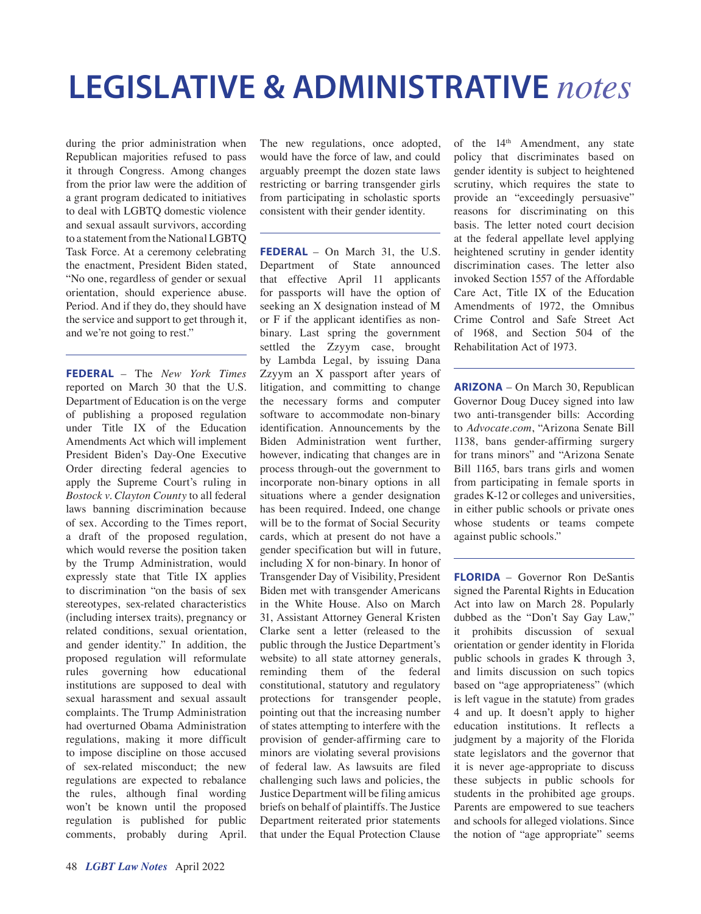# LEGISLATIVE & ADMINISTRATIVE *notes*

during the prior administration when Republican majorities refused to pass it through Congress. Among changes from the prior law were the addition of a grant program dedicated to initiatives to deal with LGBTQ domestic violence and sexual assault survivors, according to a statement from the National LGBTQ Task Force. At a ceremony celebrating the enactment, President Biden stated, "No one, regardless of gender or sexual orientation, should experience abuse. Period. And if they do, they should have the service and support to get through it, and we're not going to rest."

---

**FEDERAL** – The *New York Times* reported on March 30 that the U.S. Department of Education is on the verge of publishing a proposed regulation under Title IX of the Education Amendments Act which will implement President Biden's Day-One Executive Order directing federal agencies to apply the Supreme Court's ruling in *Bostock v. Clayton County* to all federal laws banning discrimination because of sex. According to the Times report, a draft of the proposed regulation, which would reverse the position taken by the Trump Administration, would expressly state that Title IX applies to discrimination "on the basis of sex stereotypes, sex-related characteristics (including intersex traits), pregnancy or related conditions, sexual orientation, and gender identity." In addition, the proposed regulation will reformulate rules governing how educational institutions are supposed to deal with sexual harassment and sexual assault complaints. The Trump Administration had overturned Obama Administration regulations, making it more difficult to impose discipline on those accused of sex-related misconduct; the new regulations are expected to rebalance the rules, although final wording won't be known until the proposed regulation is published for public comments, probably during April. The new regulations, once adopted, would have the force of law, and could arguably preempt the dozen state laws restricting or barring transgender girls from participating in scholastic sports consistent with their gender identity.

---

**FEDERAL** – On March 31, the U.S. Department of State announced that effective April 11 applicants for passports will have the option of seeking an X designation instead of M or F if the applicant identifies as non-binary. Last spring the government settled the Zzyym case, brought by Lambda Legal, by issuing Dana Zzyym an X passport after years of litigation, and committing to change the necessary forms and computer software to accommodate non-binary identification. Announcements by the Biden Administration went further, however, indicating that changes are in process through-out the government to incorporate non-binary options in all situations where a gender designation has been required. Indeed, one change will be to the format of Social Security cards, which at present do not have a gender specification but will in future, including X for non-binary. In honor of Transgender Day of Visibility, President Biden met with transgender Americans in the White House. Also on March 31, Assistant Attorney General Kristen Clarke sent a letter (released to the public through the Justice Department's website) to all state attorney generals, reminding them of the federal constitutional, statutory and regulatory protections for transgender people, pointing out that the increasing number of states attempting to interfere with the provision of gender-affirming care to minors are violating several provisions of federal law. As lawsuits are filed challenging such laws and policies, the Justice Department will be filing amicus briefs on behalf of plaintiffs. The Justice Department reiterated prior statements that under the Equal Protection Clause of the 14th Amendment, any state policy that discriminates based on gender identity is subject to heightened scrutiny, which requires the state to provide an "exceedingly persuasive" reasons for discriminating on this basis. The letter noted court decision at the federal appellate level applying heightened scrutiny in gender identity discrimination cases. The letter also invoked Section 1557 of the Affordable Care Act, Title IX of the Education Amendments of 1972, the Omnibus Crime Control and Safe Street Act of 1968, and Section 504 of the Rehabilitation Act of 1973.

---

**ARIZONA** – On March 30, Republican Governor Doug Ducey signed into law two anti-transgender bills: According to *Advocate.com*, "Arizona Senate Bill 1138, bans gender-affirming surgery for trans minors" and "Arizona Senate Bill 1165, bars trans girls and women from participating in female sports in grades K-12 or colleges and universities, in either public schools or private ones whose students or teams compete against public schools."

---

**FLORIDA** – Governor Ron DeSantis signed the Parental Rights in Education Act into law on March 28. Popularly dubbed as the "Don't Say Gay Law," it prohibits discussion of sexual orientation or gender identity in Florida public schools in grades K through 3, and limits discussion on such topics based on "age appropriateness" (which is left vague in the statute) from grades 4 and up. It doesn't apply to higher education institutions. It reflects a judgment by a majority of the Florida state legislators and the governor that it is never age-appropriate to discuss these subjects in public schools for students in the prohibited age groups. Parents are empowered to sue teachers and schools for alleged violations. Since the notion of "age appropriate" seems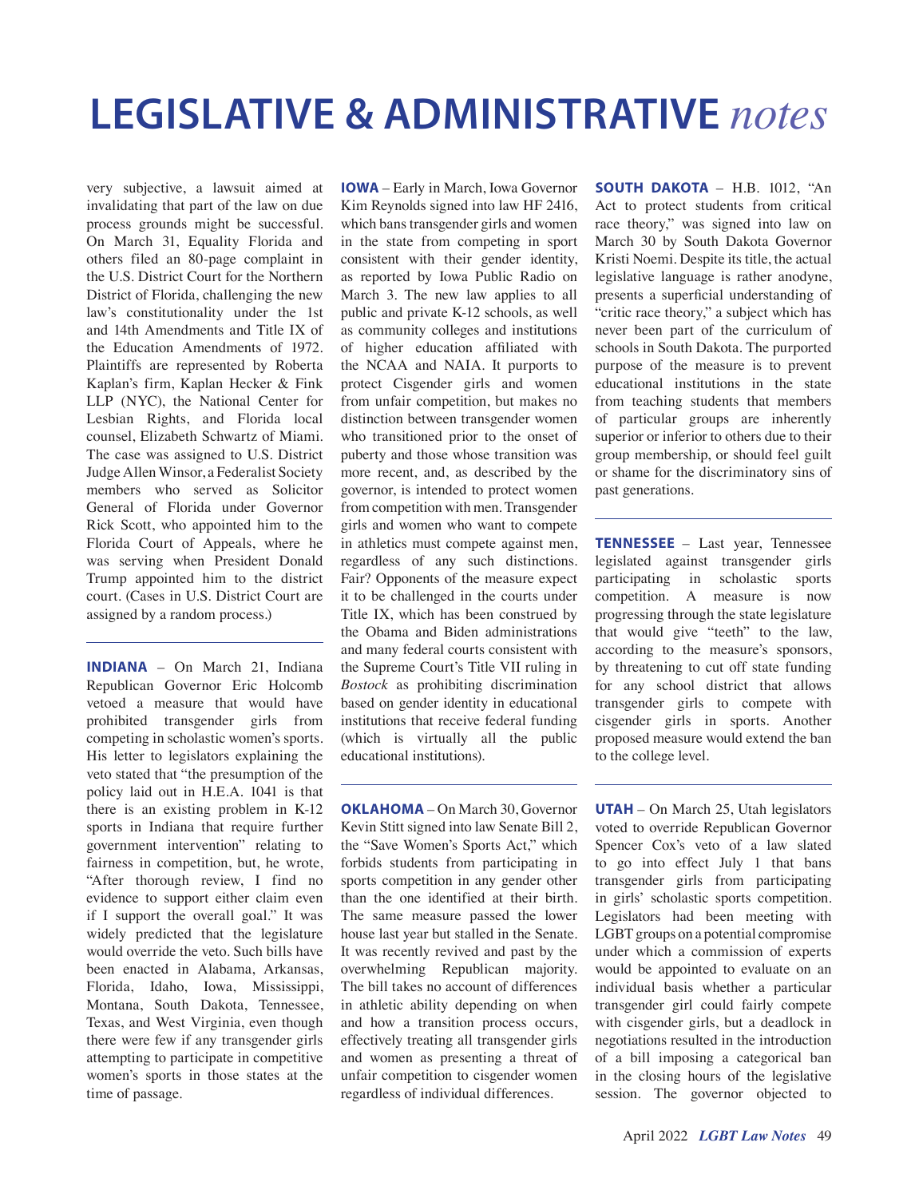# LEGISLATIVE & ADMINISTRATIVE *notes*

very subjective, a lawsuit aimed at invalidating that part of the law on due process grounds might be successful. On March 31, Equality Florida and others filed an 80-page complaint in the U.S. District Court for the Northern District of Florida, challenging the new law's constitutionality under the 1st and 14th Amendments and Title IX of the Education Amendments of 1972. Plaintiffs are represented by Roberta Kaplan's firm, Kaplan Hecker & Fink LLP (NYC), the National Center for Lesbian Rights, and Florida local counsel, Elizabeth Schwartz of Miami. The case was assigned to U.S. District Judge Allen Winsor, a Federalist Society members who served as Solicitor General of Florida under Governor Rick Scott, who appointed him to the Florida Court of Appeals, where he was serving when President Donald Trump appointed him to the district court. (Cases in U.S. District Court are assigned by a random process.)

---

**INDIANA** – On March 21, Indiana Republican Governor Eric Holcomb vetoed a measure that would have prohibited transgender girls from competing in scholastic women's sports. His letter to legislators explaining the veto stated that "the presumption of the policy laid out in H.E.A. 1041 is that there is an existing problem in K-12 sports in Indiana that require further government intervention" relating to fairness in competition, but, he wrote, "After thorough review, I find no evidence to support either claim even if I support the overall goal." It was widely predicted that the legislature would override the veto. Such bills have been enacted in Alabama, Arkansas, Florida, Idaho, Iowa, Mississippi, Montana, South Dakota, Tennessee, Texas, and West Virginia, even though there were few if any transgender girls attempting to participate in competitive women's sports in those states at the time of passage.

---

**IOWA** – Early in March, Iowa Governor Kim Reynolds signed into law HF 2416, which bans transgender girls and women in the state from competing in sport consistent with their gender identity, as reported by Iowa Public Radio on March 3. The new law applies to all public and private K-12 schools, as well as community colleges and institutions of higher education affiliated with the NCAA and NAIA. It purports to protect Cisgender girls and women from unfair competition, but makes no distinction between transgender women who transitioned prior to the onset of puberty and those whose transition was more recent, and, as described by the governor, is intended to protect women from competition with men. Transgender girls and women who want to compete in athletics must compete against men, regardless of any such distinctions. Fair? Opponents of the measure expect it to be challenged in the courts under Title IX, which has been construed by the Obama and Biden administrations and many federal courts consistent with the Supreme Court's Title VII ruling in *Bostock* as prohibiting discrimination based on gender identity in educational institutions that receive federal funding (which is virtually all the public educational institutions).

---

**OKLAHOMA** – On March 30, Governor Kevin Stitt signed into law Senate Bill 2, the "Save Women's Sports Act," which forbids students from participating in sports competition in any gender other than the one identified at their birth. The same measure passed the lower house last year but stalled in the Senate. It was recently revived and past by the overwhelming Republican majority. The bill takes no account of differences in athletic ability depending on when and how a transition process occurs, effectively treating all transgender girls and women as presenting a threat of unfair competition to cisgender women regardless of individual differences.

---

**SOUTH DAKOTA** – H.B. 1012, "An Act to protect students from critical race theory," was signed into law on March 30 by South Dakota Governor Kristi Noemi. Despite its title, the actual legislative language is rather anodyne, presents a superficial understanding of "critic race theory," a subject which has never been part of the curriculum of schools in South Dakota. The purported purpose of the measure is to prevent educational institutions in the state from teaching students that members of particular groups are inherently superior or inferior to others due to their group membership, or should feel guilt or shame for the discriminatory sins of past generations.

---

**TENNESSEE** – Last year, Tennessee legislated against transgender girls participating in scholastic sports competition. A measure is now progressing through the state legislature that would give "teeth" to the law, according to the measure's sponsors, by threatening to cut off state funding for any school district that allows transgender girls to compete with cisgender girls in sports. Another proposed measure would extend the ban to the college level.

---

**UTAH** – On March 25, Utah legislators voted to override Republican Governor Spencer Cox's veto of a law slated to go into effect July 1 that bans transgender girls from participating in girls' scholastic sports competition. Legislators had been meeting with LGBT groups on a potential compromise under which a commission of experts would be appointed to evaluate on an individual basis whether a particular transgender girl could fairly compete with cisgender girls, but a deadlock in negotiations resulted in the introduction of a bill imposing a categorical ban in the closing hours of the legislative session. The governor objected to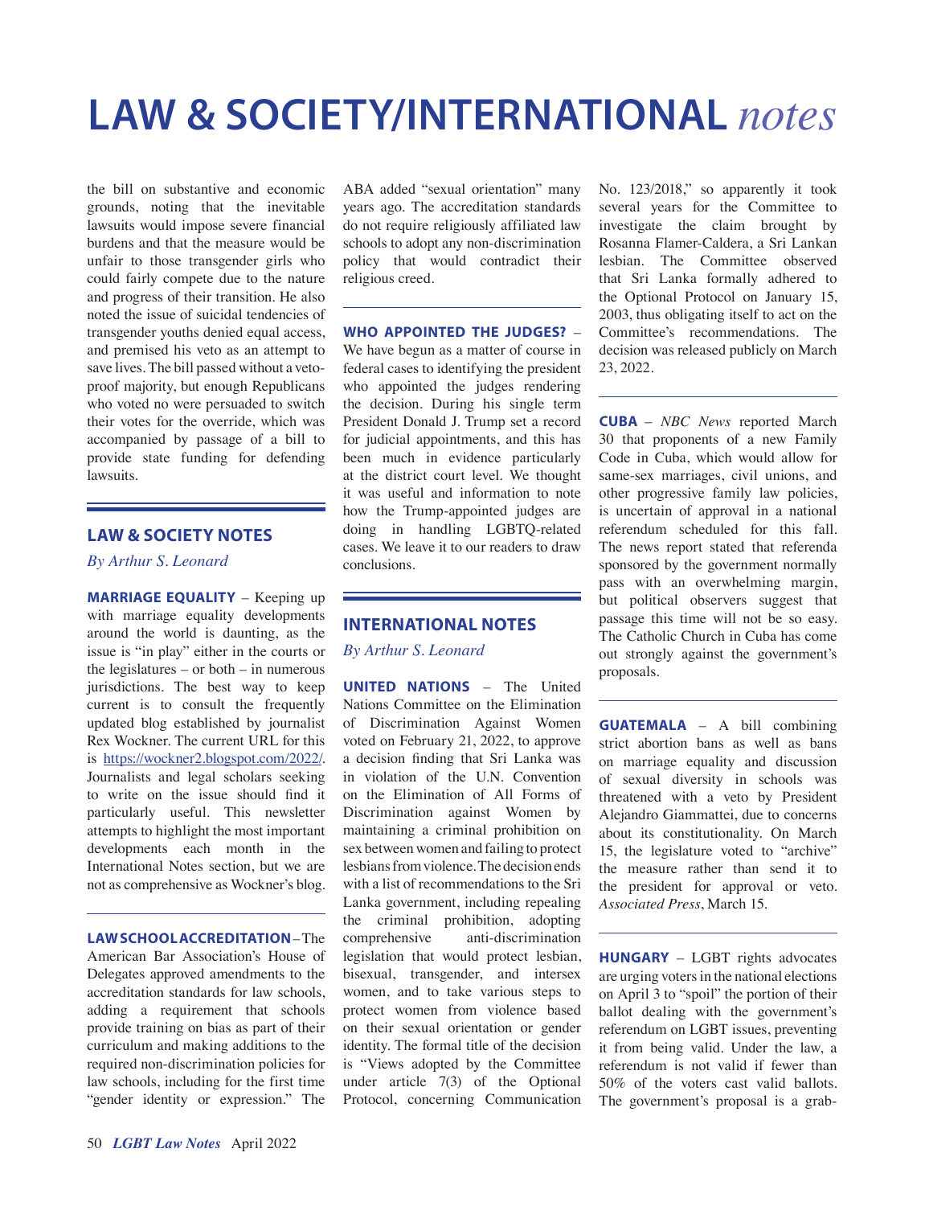# LAW & SOCIETY/INTERNATIONAL *notes*

the bill on substantive and economic grounds, noting that the inevitable lawsuits would impose severe financial burdens and that the measure would be unfair to those transgender girls who could fairly compete due to the nature and progress of their transition. He also noted the issue of suicidal tendencies of transgender youths denied equal access, and premised his veto as an attempt to save lives. The bill passed without a veto-proof majority, but enough Republicans who voted no were persuaded to switch their votes for the override, which was accompanied by passage of a bill to provide state funding for defending lawsuits.

## LAW & SOCIETY NOTES

*By Arthur S. Leonard*

**MARRIAGE EQUALITY** – Keeping up with marriage equality developments around the world is daunting, as the issue is "in play" either in the courts or the legislatures – or both – in numerous jurisdictions. The best way to keep current is to consult the frequently updated blog established by journalist Rex Wockner. The current URL for this is https://wockner2.blogspot.com/2022/. Journalists and legal scholars seeking to write on the issue should find it particularly useful. This newsletter attempts to highlight the most important developments each month in the International Notes section, but we are not as comprehensive as Wockner's blog.

**LAW SCHOOL ACCREDITATION** – The American Bar Association's House of Delegates approved amendments to the accreditation standards for law schools, adding a requirement that schools provide training on bias as part of their curriculum and making additions to the required non-discrimination policies for law schools, including for the first time "gender identity or expression." The ABA added "sexual orientation" many years ago. The accreditation standards do not require religiously affiliated law schools to adopt any non-discrimination policy that would contradict their religious creed.

**WHO APPOINTED THE JUDGES?** – We have begun as a matter of course in federal cases to identifying the president who appointed the judges rendering the decision. During his single term President Donald J. Trump set a record for judicial appointments, and this has been much in evidence particularly at the district court level. We thought it was useful and information to note how the Trump-appointed judges are doing in handling LGBTQ-related cases. We leave it to our readers to draw conclusions.

## INTERNATIONAL NOTES

*By Arthur S. Leonard*

**UNITED NATIONS** – The United Nations Committee on the Elimination of Discrimination Against Women voted on February 21, 2022, to approve a decision finding that Sri Lanka was in violation of the U.N. Convention on the Elimination of All Forms of Discrimination against Women by maintaining a criminal prohibition on sex between women and failing to protect lesbians from violence. The decision ends with a list of recommendations to the Sri Lanka government, including repealing the criminal prohibition, adopting comprehensive anti-discrimination legislation that would protect lesbian, bisexual, transgender, and intersex women, and to take various steps to protect women from violence based on their sexual orientation or gender identity. The formal title of the decision is "Views adopted by the Committee under article 7(3) of the Optional Protocol, concerning Communication No. 123/2018," so apparently it took several years for the Committee to investigate the claim brought by Rosanna Flamer-Caldera, a Sri Lankan lesbian. The Committee observed that Sri Lanka formally adhered to the Optional Protocol on January 15, 2003, thus obligating itself to act on the Committee's recommendations. The decision was released publicly on March 23, 2022.

**CUBA** – *NBC News* reported March 30 that proponents of a new Family Code in Cuba, which would allow for same-sex marriages, civil unions, and other progressive family law policies, is uncertain of approval in a national referendum scheduled for this fall. The news report stated that referenda sponsored by the government normally pass with an overwhelming margin, but political observers suggest that passage this time will not be so easy. The Catholic Church in Cuba has come out strongly against the government's proposals.

**GUATEMALA** – A bill combining strict abortion bans as well as bans on marriage equality and discussion of sexual diversity in schools was threatened with a veto by President Alejandro Giammattei, due to concerns about its constitutionality. On March 15, the legislature voted to "archive" the measure rather than send it to the president for approval or veto. *Associated Press*, March 15.

**HUNGARY** – LGBT rights advocates are urging voters in the national elections on April 3 to "spoil" the portion of their ballot dealing with the government's referendum on LGBT issues, preventing it from being valid. Under the law, a referendum is not valid if fewer than 50% of the voters cast valid ballots. The government's proposal is a grab-